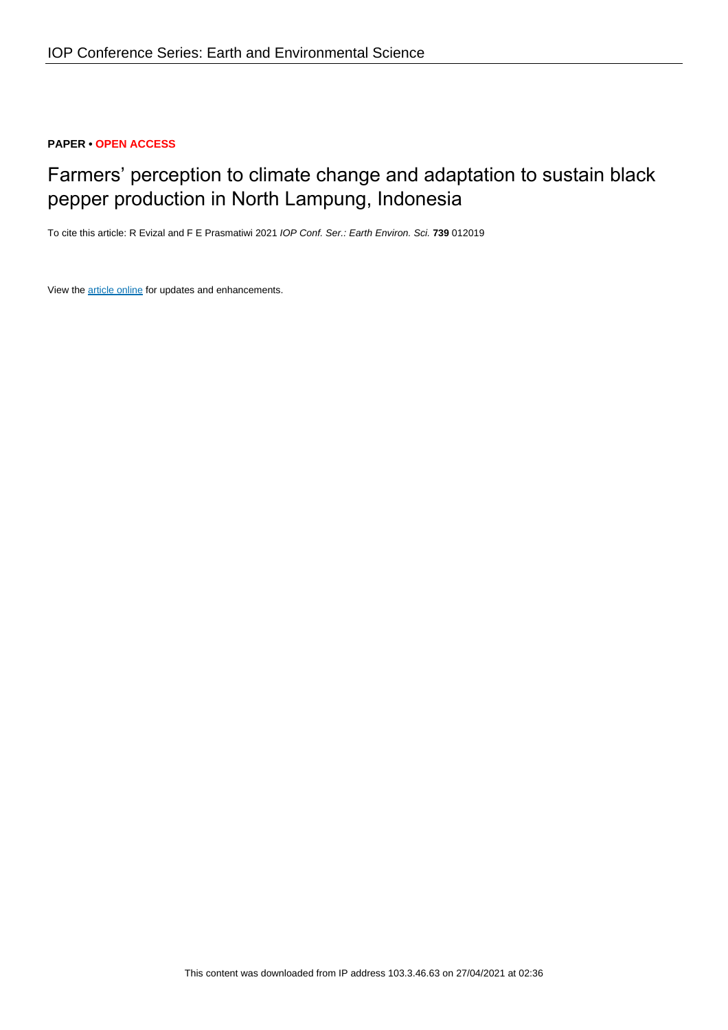**PAPER • OPEN ACCESS**

# Farmers' perception to climate change and adaptation to sustain black pepper production in North Lampung, Indonesia

To cite this article: R Evizal and F E Prasmatiwi 2021 *IOP Conf. Ser.: Earth Environ. Sci.* **739** 012019

View the article online for updates and enhancements.

This content was downloaded from IP address 103.3.46.63 on 27/04/2021 at 02:36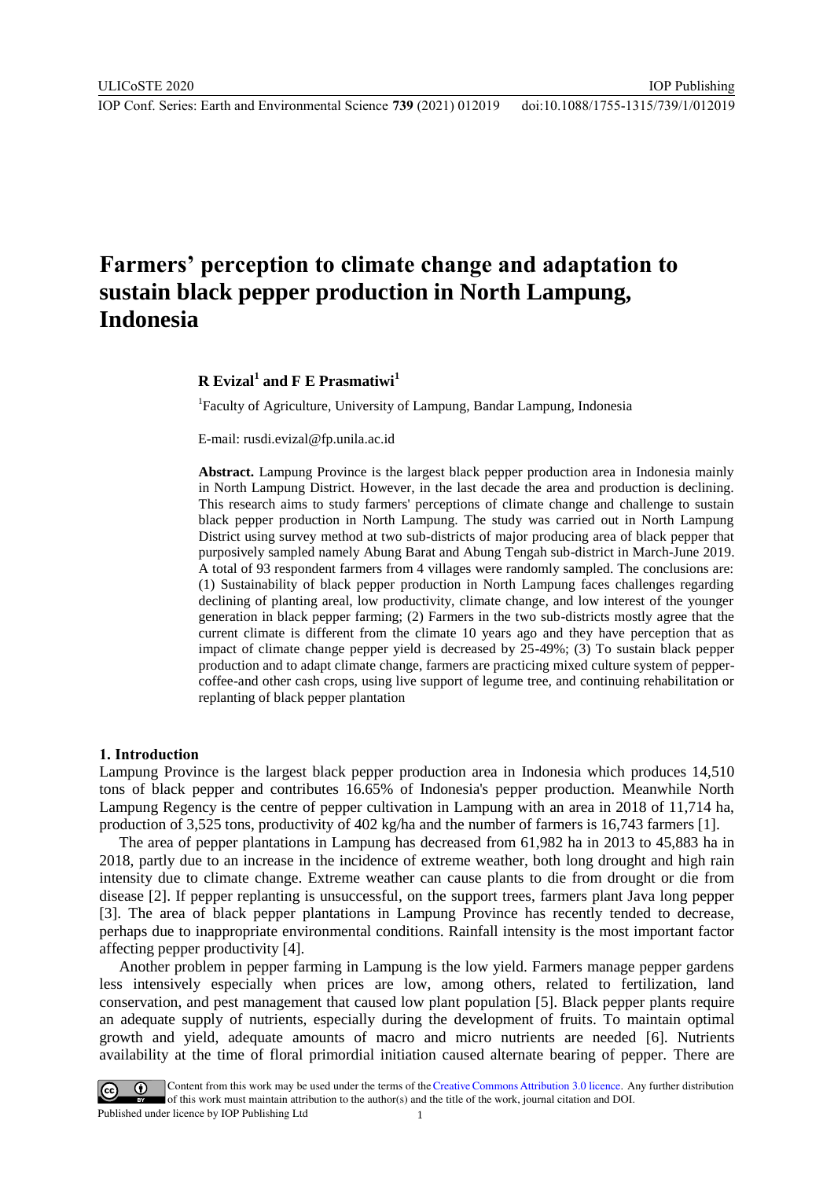# Farmers' perception to climate change and adaptation to sustain black pepper production in North Lampung, Indonesia

**R Evizal[1] and F E Prasmatiwi[1]**

[1]Faculty of Agriculture, University of Lampung, Bandar Lampung, Indonesia

E-mail: rusdi.evizal@fp.unila.ac.id

**Abstract.** Lampung Province is the largest black pepper production area in Indonesia mainly in North Lampung District. However, in the last decade the area and production is declining. This research aims to study farmers' perceptions of climate change and challenge to sustain black pepper production in North Lampung. The study was carried out in North Lampung District using survey method at two sub-districts of major producing area of black pepper that purposively sampled namely Abung Barat and Abung Tengah sub-district in March-June 2019. A total of 93 respondent farmers from 4 villages were randomly sampled. The conclusions are: (1) Sustainability of black pepper production in North Lampung faces challenges regarding declining of planting areal, low productivity, climate change, and low interest of the younger generation in black pepper farming; (2) Farmers in the two sub-districts mostly agree that the current climate is different from the climate 10 years ago and they have perception that as impact of climate change pepper yield is decreased by 25-49%; (3) To sustain black pepper production and to adapt climate change, farmers are practicing mixed culture system of pepper-coffee-and other cash crops, using live support of legume tree, and continuing rehabilitation or replanting of black pepper plantation

## 1. Introduction

Lampung Province is the largest black pepper production area in Indonesia which produces 14,510 tons of black pepper and contributes 16.65% of Indonesia's pepper production. Meanwhile North Lampung Regency is the centre of pepper cultivation in Lampung with an area in 2018 of 11,714 ha, production of 3,525 tons, productivity of 402 kg/ha and the number of farmers is 16,743 farmers [1].

The area of pepper plantations in Lampung has decreased from 61,982 ha in 2013 to 45,883 ha in 2018, partly due to an increase in the incidence of extreme weather, both long drought and high rain intensity due to climate change. Extreme weather can cause plants to die from drought or die from disease [2]. If pepper replanting is unsuccessful, on the support trees, farmers plant Java long pepper [3]. The area of black pepper plantations in Lampung Province has recently tended to decrease, perhaps due to inappropriate environmental conditions. Rainfall intensity is the most important factor affecting pepper productivity [4].

Another problem in pepper farming in Lampung is the low yield. Farmers manage pepper gardens less intensively especially when prices are low, among others, related to fertilization, land conservation, and pest management that caused low plant population [5]. Black pepper plants require an adequate supply of nutrients, especially during the development of fruits. To maintain optimal growth and yield, adequate amounts of macro and micro nutrients are needed [6]. Nutrients availability at the time of floral primordial initiation caused alternate bearing of pepper. There are

Content from this work may be used under the terms of the Creative Commons Attribution 3.0 licence. Any further distribution of this work must maintain attribution to the author(s) and the title of the work, journal citation and DOI.
Published under licence by IOP Publishing Ltd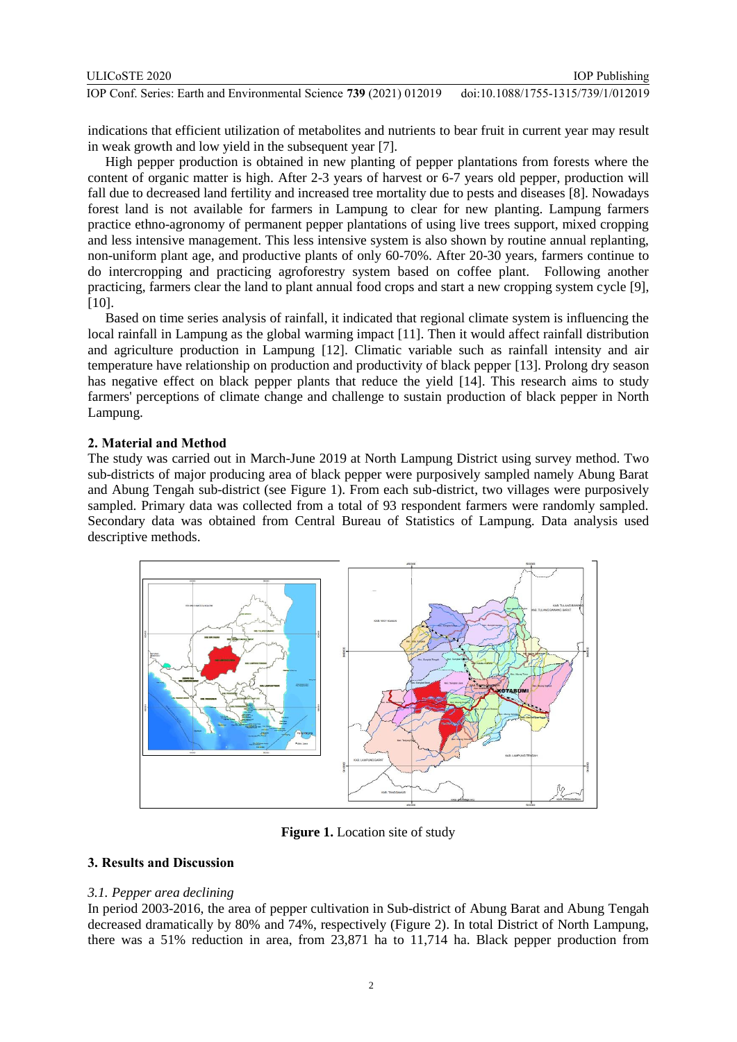indications that efficient utilization of metabolites and nutrients to bear fruit in current year may result in weak growth and low yield in the subsequent year [7].

High pepper production is obtained in new planting of pepper plantations from forests where the content of organic matter is high. After 2-3 years of harvest or 6-7 years old pepper, production will fall due to decreased land fertility and increased tree mortality due to pests and diseases [8]. Nowadays forest land is not available for farmers in Lampung to clear for new planting. Lampung farmers practice ethno-agronomy of permanent pepper plantations of using live trees support, mixed cropping and less intensive management. This less intensive system is also shown by routine annual replanting, non-uniform plant age, and productive plants of only 60-70%. After 20-30 years, farmers continue to do intercropping and practicing agroforestry system based on coffee plant. Following another practicing, farmers clear the land to plant annual food crops and start a new cropping system cycle [9], [10].

Based on time series analysis of rainfall, it indicated that regional climate system is influencing the local rainfall in Lampung as the global warming impact [11]. Then it would affect rainfall distribution and agriculture production in Lampung [12]. Climatic variable such as rainfall intensity and air temperature have relationship on production and productivity of black pepper [13]. Prolong dry season has negative effect on black pepper plants that reduce the yield [14]. This research aims to study farmers' perceptions of climate change and challenge to sustain production of black pepper in North Lampung.

## 2. Material and Method

The study was carried out in March-June 2019 at North Lampung District using survey method. Two sub-districts of major producing area of black pepper were purposively sampled namely Abung Barat and Abung Tengah sub-district (see Figure 1). From each sub-district, two villages were purposively sampled. Primary data was collected from a total of 93 respondent farmers were randomly sampled. Secondary data was obtained from Central Bureau of Statistics of Lampung. Data analysis used descriptive methods.

**Figure 1.** Location site of study

## 3. Results and Discussion

### *3.1. Pepper area declining*

In period 2003-2016, the area of pepper cultivation in Sub-district of Abung Barat and Abung Tengah decreased dramatically by 80% and 74%, respectively (Figure 2). In total District of North Lampung, there was a 51% reduction in area, from 23,871 ha to 11,714 ha. Black pepper production from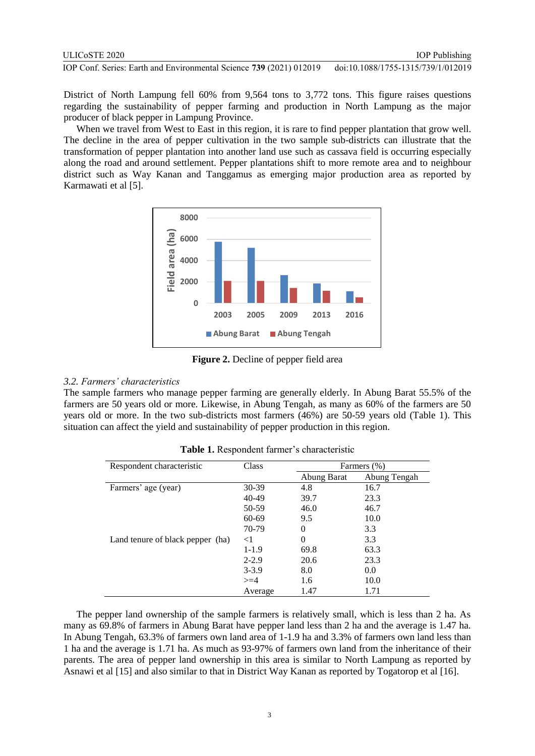District of North Lampung fell 60% from 9,564 tons to 3,772 tons. This figure raises questions regarding the sustainability of pepper farming and production in North Lampung as the major producer of black pepper in Lampung Province.

When we travel from West to East in this region, it is rare to find pepper plantation that grow well. The decline in the area of pepper cultivation in the two sample sub-districts can illustrate that the transformation of pepper plantation into another land use such as cassava field is occurring especially along the road and around settlement. Pepper plantations shift to more remote area and to neighbour district such as Way Kanan and Tanggamus as emerging major production area as reported by Karmawati et al [5].

**Figure 2.** Decline of pepper field area

### *3.2. Farmers' characteristics*

The sample farmers who manage pepper farming are generally elderly. In Abung Barat 55.5% of the farmers are 50 years old or more. Likewise, in Abung Tengah, as many as 60% of the farmers are 50 years old or more. In the two sub-districts most farmers (46%) are 50-59 years old (Table 1). This situation can affect the yield and sustainability of pepper production in this region.

**Table 1.** Respondent farmer's characteristic

| Respondent characteristic | Class | Farmers (%) | |
|---|---|---|---|
| | | Abung Barat | Abung Tengah |
| Farmers' age (year) | 30-39 | 4.8 | 16.7 |
| | 40-49 | 39.7 | 23.3 |
| | 50-59 | 46.0 | 46.7 |
| | 60-69 | 9.5 | 10.0 |
| | 70-79 | 0 | 3.3 |
| Land tenure of black pepper (ha) | <1 | 0 | 3.3 |
| | 1-1.9 | 69.8 | 63.3 |
| | 2-2.9 | 20.6 | 23.3 |
| | 3-3.9 | 8.0 | 0.0 |
| | >=4 | 1.6 | 10.0 |
| | Average | 1.47 | 1.71 |

The pepper land ownership of the sample farmers is relatively small, which is less than 2 ha. As many as 69.8% of farmers in Abung Barat have pepper land less than 2 ha and the average is 1.47 ha. In Abung Tengah, 63.3% of farmers own land area of 1-1.9 ha and 3.3% of farmers own land less than 1 ha and the average is 1.71 ha. As much as 93-97% of farmers own land from the inheritance of their parents. The area of pepper land ownership in this area is similar to North Lampung as reported by Asnawi et al [15] and also similar to that in District Way Kanan as reported by Togatorop et al [16].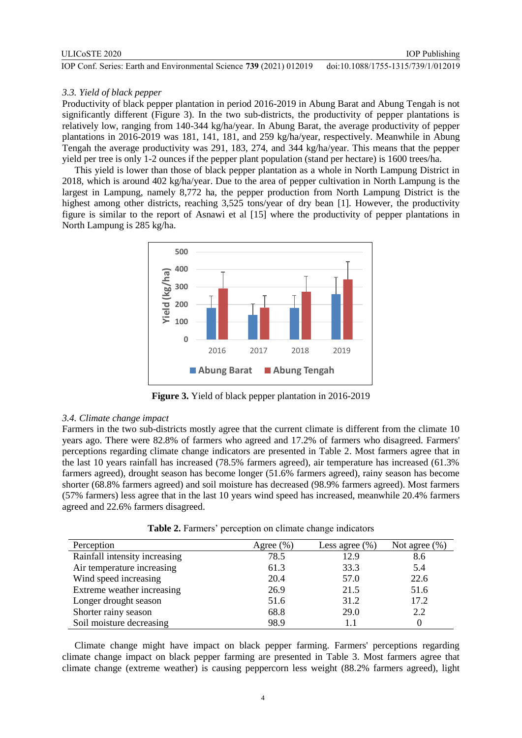### 3.3. Yield of black pepper

Productivity of black pepper plantation in period 2016-2019 in Abung Barat and Abung Tengah is not significantly different (Figure 3). In the two sub-districts, the productivity of pepper plantations is relatively low, ranging from 140-344 kg/ha/year. In Abung Barat, the average productivity of pepper plantations in 2016-2019 was 181, 141, 181, and 259 kg/ha/year, respectively. Meanwhile in Abung Tengah the average productivity was 291, 183, 274, and 344 kg/ha/year. This means that the pepper yield per tree is only 1-2 ounces if the pepper plant population (stand per hectare) is 1600 trees/ha.

This yield is lower than those of black pepper plantation as a whole in North Lampung District in 2018, which is around 402 kg/ha/year. Due to the area of pepper cultivation in North Lampung is the largest in Lampung, namely 8,772 ha, the pepper production from North Lampung District is the highest among other districts, reaching 3,525 tons/year of dry bean [1]. However, the productivity figure is similar to the report of Asnawi et al [15] where the productivity of pepper plantations in North Lampung is 285 kg/ha.

**Figure 3.** Yield of black pepper plantation in 2016-2019

### 3.4. Climate change impact

Farmers in the two sub-districts mostly agree that the current climate is different from the climate 10 years ago. There were 82.8% of farmers who agreed and 17.2% of farmers who disagreed. Farmers' perceptions regarding climate change indicators are presented in Table 2. Most farmers agree that in the last 10 years rainfall has increased (78.5% farmers agreed), air temperature has increased (61.3% farmers agreed), drought season has become longer (51.6% farmers agreed), rainy season has become shorter (68.8% farmers agreed) and soil moisture has decreased (98.9% farmers agreed). Most farmers (57% farmers) less agree that in the last 10 years wind speed has increased, meanwhile 20.4% farmers agreed and 22.6% farmers disagreed.

**Table 2.** Farmers' perception on climate change indicators

| Perception | Agree (%) | Less agree (%) | Not agree (%) |
|---|---|---|---|
| Rainfall intensity increasing | 78.5 | 12.9 | 8.6 |
| Air temperature increasing | 61.3 | 33.3 | 5.4 |
| Wind speed increasing | 20.4 | 57.0 | 22.6 |
| Extreme weather increasing | 26.9 | 21.5 | 51.6 |
| Longer drought season | 51.6 | 31.2 | 17.2 |
| Shorter rainy season | 68.8 | 29.0 | 2.2 |
| Soil moisture decreasing | 98.9 | 1.1 | 0 |

Climate change might have impact on black pepper farming. Farmers' perceptions regarding climate change impact on black pepper farming are presented in Table 3. Most farmers agree that climate change (extreme weather) is causing peppercorn less weight (88.2% farmers agreed), light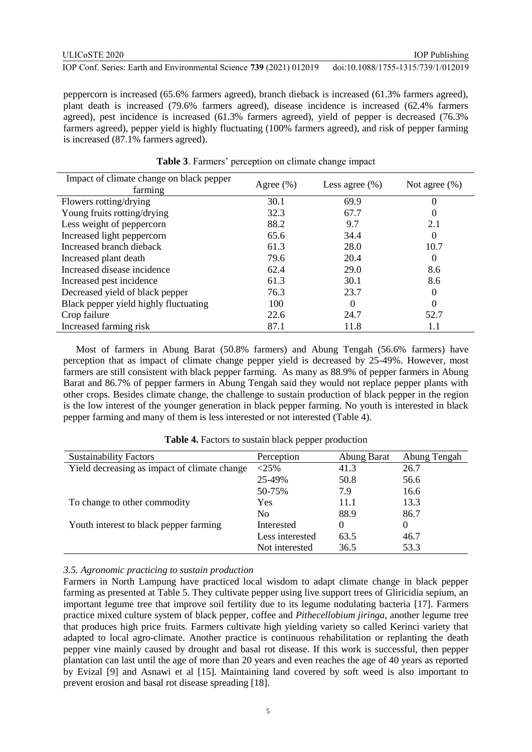peppercorn is increased (65.6% farmers agreed), branch dieback is increased (61.3% farmers agreed), plant death is increased (79.6% farmers agreed), disease incidence is increased (62.4% farmers agreed), pest incidence is increased (61.3% farmers agreed), yield of pepper is decreased (76.3% farmers agreed), pepper yield is highly fluctuating (100% farmers agreed), and risk of pepper farming is increased (87.1% farmers agreed).

**Table 3**. Farmers' perception on climate change impact

| Impact of climate change on black pepper farming | Agree (%) | Less agree (%) | Not agree (%) |
|---|---|---|---|
| Flowers rotting/drying | 30.1 | 69.9 | 0 |
| Young fruits rotting/drying | 32.3 | 67.7 | 0 |
| Less weight of peppercorn | 88.2 | 9.7 | 2.1 |
| Increased light peppercorn | 65.6 | 34.4 | 0 |
| Increased branch dieback | 61.3 | 28.0 | 10.7 |
| Increased plant death | 79.6 | 20.4 | 0 |
| Increased disease incidence | 62.4 | 29.0 | 8.6 |
| Increased pest incidence | 61.3 | 30.1 | 8.6 |
| Decreased yield of black pepper | 76.3 | 23.7 | 0 |
| Black pepper yield highly fluctuating | 100 | 0 | 0 |
| Crop failure | 22.6 | 24.7 | 52.7 |
| Increased farming risk | 87.1 | 11.8 | 1.1 |

Most of farmers in Abung Barat (50.8% farmers) and Abung Tengah (56.6% farmers) have perception that as impact of climate change pepper yield is decreased by 25-49%. However, most farmers are still consistent with black pepper farming. As many as 88.9% of pepper farmers in Abung Barat and 86.7% of pepper farmers in Abung Tengah said they would not replace pepper plants with other crops. Besides climate change, the challenge to sustain production of black pepper in the region is the low interest of the younger generation in black pepper farming. No youth is interested in black pepper farming and many of them is less interested or not interested (Table 4).

**Table 4.** Factors to sustain black pepper production

| Sustainability Factors | Perception | Abung Barat | Abung Tengah |
|---|---|---|---|
| Yield decreasing as impact of climate change | <25% | 41.3 | 26.7 |
| | 25-49% | 50.8 | 56.6 |
| | 50-75% | 7.9 | 16.6 |
| To change to other commodity | Yes | 11.1 | 13.3 |
| | No | 88.9 | 86.7 |
| Youth interest to black pepper farming | Interested | 0 | 0 |
| | Less interested | 63.5 | 46.7 |
| | Not interested | 36.5 | 53.3 |

### *3.5. Agronomic practicing to sustain production*

Farmers in North Lampung have practiced local wisdom to adapt climate change in black pepper farming as presented at Table 5. They cultivate pepper using live support trees of Gliricidia sepium, an important legume tree that improve soil fertility due to its legume nodulating bacteria [17]. Farmers practice mixed culture system of black pepper, coffee and *Pithecellobium jiringa*, another legume tree that produces high price fruits. Farmers cultivate high yielding variety so called Kerinci variety that adapted to local agro-climate. Another practice is continuous rehabilitation or replanting the death pepper vine mainly caused by drought and basal rot disease. If this work is successful, then pepper plantation can last until the age of more than 20 years and even reaches the age of 40 years as reported by Evizal [9] and Asnawi et al [15]. Maintaining land covered by soft weed is also important to prevent erosion and basal rot disease spreading [18].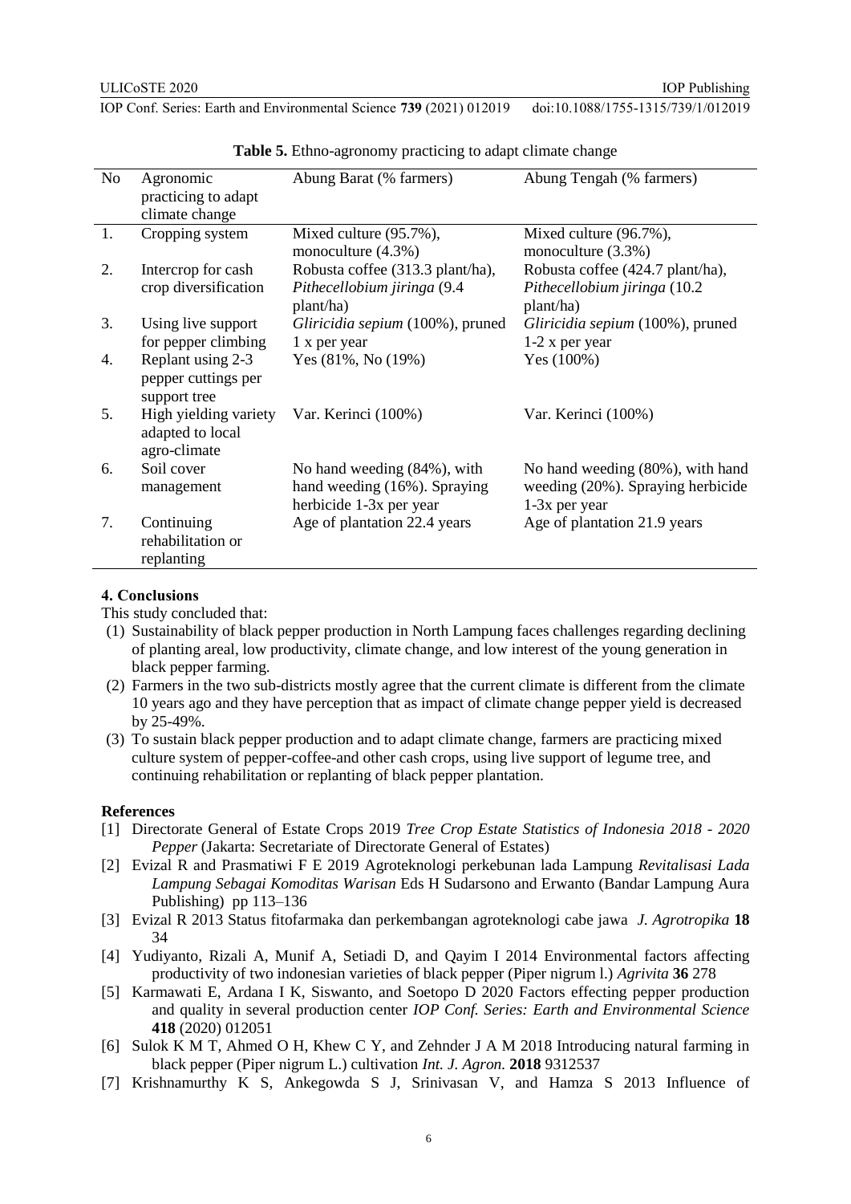**Table 5.** Ethno-agronomy practicing to adapt climate change

| No | Agronomic practicing to adapt climate change | Abung Barat (% farmers) | Abung Tengah (% farmers) |
|---|---|---|---|
| 1. | Cropping system | Mixed culture (95.7%), monoculture (4.3%) | Mixed culture (96.7%), monoculture (3.3%) |
| 2. | Intercrop for cash crop diversification | Robusta coffee (313.3 plant/ha), *Pithecellobium jiringa* (9.4 plant/ha) | Robusta coffee (424.7 plant/ha), *Pithecellobium jiringa* (10.2 plant/ha) |
| 3. | Using live support for pepper climbing | *Gliricidia sepium* (100%), pruned 1 x per year | *Gliricidia sepium* (100%), pruned 1-2 x per year |
| 4. | Replant using 2-3 pepper cuttings per support tree | Yes (81%, No (19%) | Yes (100%) |
| 5. | High yielding variety adapted to local agro-climate | Var. Kerinci (100%) | Var. Kerinci (100%) |
| 6. | Soil cover management | No hand weeding (84%), with hand weeding (16%). Spraying herbicide 1-3x per year | No hand weeding (80%), with hand weeding (20%). Spraying herbicide 1-3x per year |
| 7. | Continuing rehabilitation or replanting | Age of plantation 22.4 years | Age of plantation 21.9 years |

## 4. Conclusions

This study concluded that:

(1) Sustainability of black pepper production in North Lampung faces challenges regarding declining of planting areal, low productivity, climate change, and low interest of the young generation in black pepper farming.

(2) Farmers in the two sub-districts mostly agree that the current climate is different from the climate 10 years ago and they have perception that as impact of climate change pepper yield is decreased by 25-49%.

(3) To sustain black pepper production and to adapt climate change, farmers are practicing mixed culture system of pepper-coffee-and other cash crops, using live support of legume tree, and continuing rehabilitation or replanting of black pepper plantation.

## References

[1] Directorate General of Estate Crops 2019 *Tree Crop Estate Statistics of Indonesia 2018 - 2020 Pepper* (Jakarta: Secretariate of Directorate General of Estates)

[2] Evizal R and Prasmatiwi F E 2019 Agroteknologi perkebunan lada Lampung *Revitalisasi Lada Lampung Sebagai Komoditas Warisan* Eds H Sudarsono and Erwanto (Bandar Lampung Aura Publishing) pp 113–136

[3] Evizal R 2013 Status fitofarmaka dan perkembangan agroteknologi cabe jawa *J. Agrotropika* **18** 34

[4] Yudiyanto, Rizali A, Munif A, Setiadi D, and Qayim I 2014 Environmental factors affecting productivity of two indonesian varieties of black pepper (Piper nigrum l.) *Agrivita* **36** 278

[5] Karmawati E, Ardana I K, Siswanto, and Soetopo D 2020 Factors effecting pepper production and quality in several production center *IOP Conf. Series: Earth and Environmental Science* **418** (2020) 012051

[6] Sulok K M T, Ahmed O H, Khew C Y, and Zehnder J A M 2018 Introducing natural farming in black pepper (Piper nigrum L.) cultivation *Int. J. Agron.* **2018** 9312537

[7] Krishnamurthy K S, Ankegowda S J, Srinivasan V, and Hamza S 2013 Influence of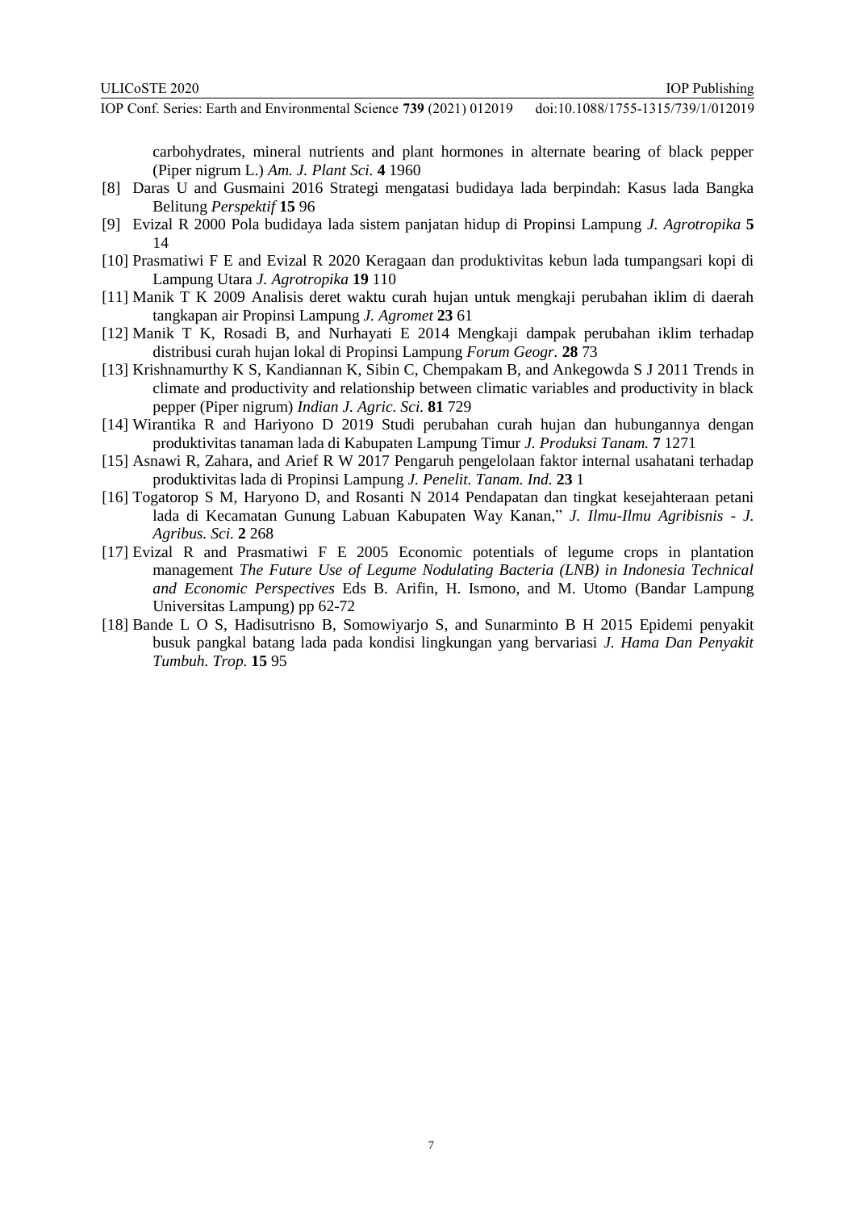carbohydrates, mineral nutrients and plant hormones in alternate bearing of black pepper (Piper nigrum L.) *Am. J. Plant Sci.* **4** 1960

[8] Daras U and Gusmaini 2016 Strategi mengatasi budidaya lada berpindah: Kasus lada Bangka Belitung *Perspektif* **15** 96

[9] Evizal R 2000 Pola budidaya lada sistem panjatan hidup di Propinsi Lampung *J. Agrotropika* **5** 14

[10] Prasmatiwi F E and Evizal R 2020 Keragaan dan produktivitas kebun lada tumpangsari kopi di Lampung Utara *J. Agrotropika* **19** 110

[11] Manik T K 2009 Analisis deret waktu curah hujan untuk mengkaji perubahan iklim di daerah tangkapan air Propinsi Lampung *J. Agromet* **23** 61

[12] Manik T K, Rosadi B, and Nurhayati E 2014 Mengkaji dampak perubahan iklim terhadap distribusi curah hujan lokal di Propinsi Lampung *Forum Geogr.* **28** 73

[13] Krishnamurthy K S, Kandiannan K, Sibin C, Chempakam B, and Ankegowda S J 2011 Trends in climate and productivity and relationship between climatic variables and productivity in black pepper (Piper nigrum) *Indian J. Agric. Sci.* **81** 729

[14] Wirantika R and Hariyono D 2019 Studi perubahan curah hujan dan hubungannya dengan produktivitas tanaman lada di Kabupaten Lampung Timur *J. Produksi Tanam.* **7** 1271

[15] Asnawi R, Zahara, and Arief R W 2017 Pengaruh pengelolaan faktor internal usahatani terhadap produktivitas lada di Propinsi Lampung *J. Penelit. Tanam. Ind.* **23** 1

[16] Togatorop S M, Haryono D, and Rosanti N 2014 Pendapatan dan tingkat kesejahteraan petani lada di Kecamatan Gunung Labuan Kabupaten Way Kanan," *J. Ilmu-Ilmu Agribisnis - J. Agribus. Sci.* **2** 268

[17] Evizal R and Prasmatiwi F E 2005 Economic potentials of legume crops in plantation management *The Future Use of Legume Nodulating Bacteria (LNB) in Indonesia Technical and Economic Perspectives* Eds B. Arifin, H. Ismono, and M. Utomo (Bandar Lampung Universitas Lampung) pp 62-72

[18] Bande L O S, Hadisutrisno B, Somowiyarjo S, and Sunarminto B H 2015 Epidemi penyakit busuk pangkal batang lada pada kondisi lingkungan yang bervariasi *J. Hama Dan Penyakit Tumbuh. Trop.* **15** 95